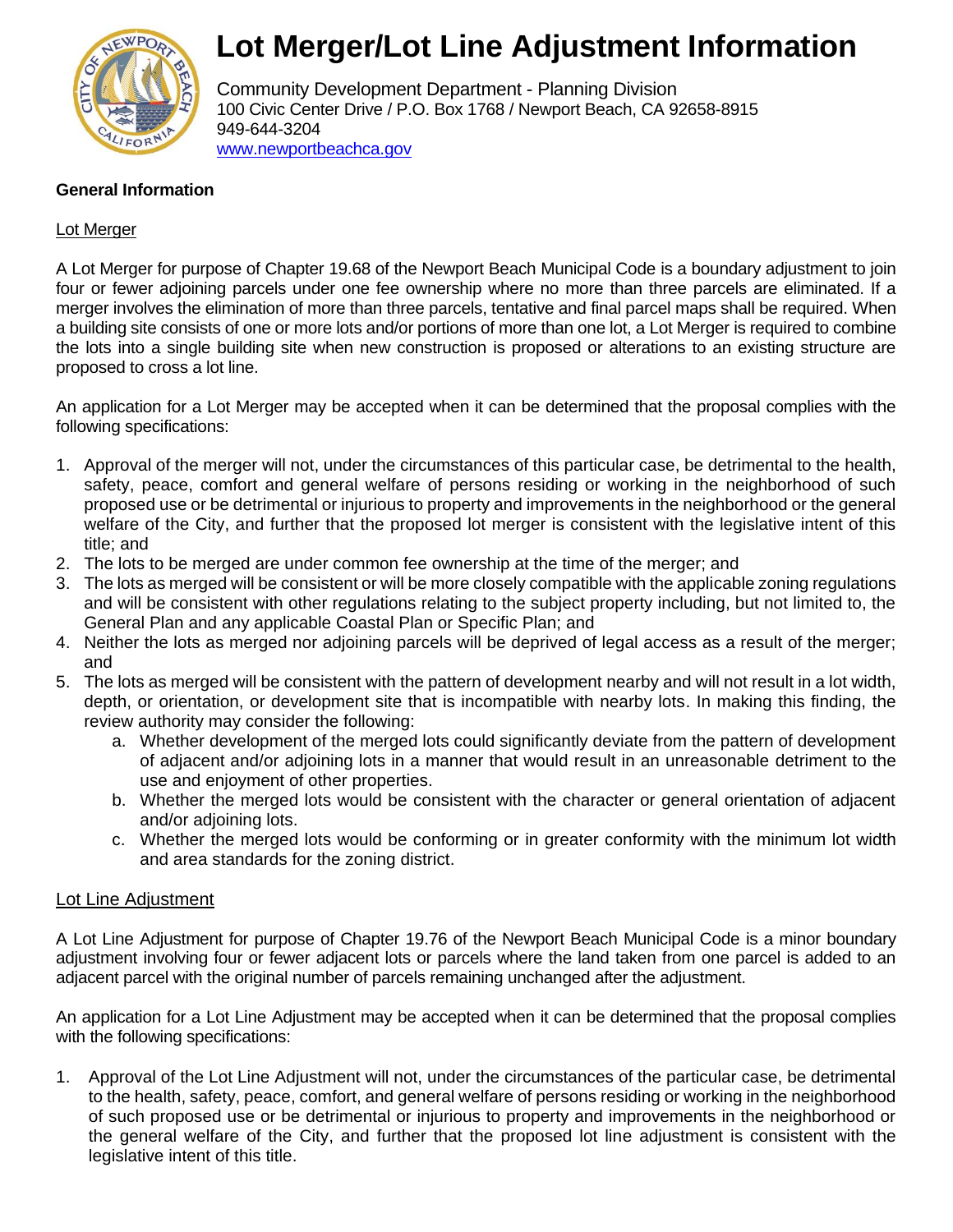# Lot Merger/Lot Line Adjustment Information

Community Development Department - Planning Division
100 Civic Center Drive / P.O. Box 1768 / Newport Beach, CA 92658-8915
949-644-3204
www.newportbeachca.gov

**General Information**

Lot Merger

A Lot Merger for purpose of Chapter 19.68 of the Newport Beach Municipal Code is a boundary adjustment to join four or fewer adjoining parcels under one fee ownership where no more than three parcels are eliminated. If a merger involves the elimination of more than three parcels, tentative and final parcel maps shall be required. When a building site consists of one or more lots and/or portions of more than one lot, a Lot Merger is required to combine the lots into a single building site when new construction is proposed or alterations to an existing structure are proposed to cross a lot line.

An application for a Lot Merger may be accepted when it can be determined that the proposal complies with the following specifications:

1. Approval of the merger will not, under the circumstances of this particular case, be detrimental to the health, safety, peace, comfort and general welfare of persons residing or working in the neighborhood of such proposed use or be detrimental or injurious to property and improvements in the neighborhood or the general welfare of the City, and further that the proposed lot merger is consistent with the legislative intent of this title; and
2. The lots to be merged are under common fee ownership at the time of the merger; and
3. The lots as merged will be consistent or will be more closely compatible with the applicable zoning regulations and will be consistent with other regulations relating to the subject property including, but not limited to, the General Plan and any applicable Coastal Plan or Specific Plan; and
4. Neither the lots as merged nor adjoining parcels will be deprived of legal access as a result of the merger; and
5. The lots as merged will be consistent with the pattern of development nearby and will not result in a lot width, depth, or orientation, or development site that is incompatible with nearby lots. In making this finding, the review authority may consider the following:
   a. Whether development of the merged lots could significantly deviate from the pattern of development of adjacent and/or adjoining lots in a manner that would result in an unreasonable detriment to the use and enjoyment of other properties.
   b. Whether the merged lots would be consistent with the character or general orientation of adjacent and/or adjoining lots.
   c. Whether the merged lots would be conforming or in greater conformity with the minimum lot width and area standards for the zoning district.

Lot Line Adjustment

A Lot Line Adjustment for purpose of Chapter 19.76 of the Newport Beach Municipal Code is a minor boundary adjustment involving four or fewer adjacent lots or parcels where the land taken from one parcel is added to an adjacent parcel with the original number of parcels remaining unchanged after the adjustment.

An application for a Lot Line Adjustment may be accepted when it can be determined that the proposal complies with the following specifications:

1. Approval of the Lot Line Adjustment will not, under the circumstances of the particular case, be detrimental to the health, safety, peace, comfort, and general welfare of persons residing or working in the neighborhood of such proposed use or be detrimental or injurious to property and improvements in the neighborhood or the general welfare of the City, and further that the proposed lot line adjustment is consistent with the legislative intent of this title.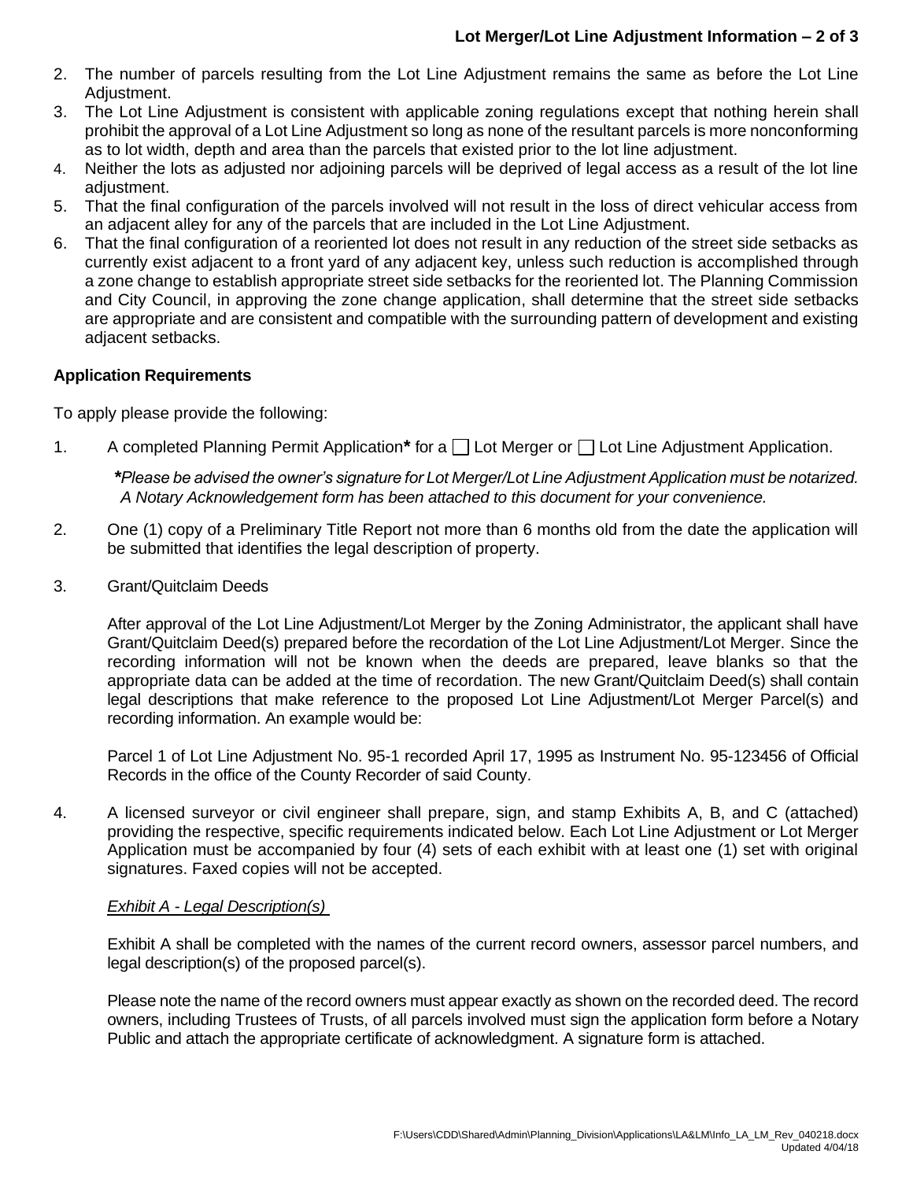2. The number of parcels resulting from the Lot Line Adjustment remains the same as before the Lot Line Adjustment.
3. The Lot Line Adjustment is consistent with applicable zoning regulations except that nothing herein shall prohibit the approval of a Lot Line Adjustment so long as none of the resultant parcels is more nonconforming as to lot width, depth and area than the parcels that existed prior to the lot line adjustment.
4. Neither the lots as adjusted nor adjoining parcels will be deprived of legal access as a result of the lot line adjustment.
5. That the final configuration of the parcels involved will not result in the loss of direct vehicular access from an adjacent alley for any of the parcels that are included in the Lot Line Adjustment.
6. That the final configuration of a reoriented lot does not result in any reduction of the street side setbacks as currently exist adjacent to a front yard of any adjacent key, unless such reduction is accomplished through a zone change to establish appropriate street side setbacks for the reoriented lot. The Planning Commission and City Council, in approving the zone change application, shall determine that the street side setbacks are appropriate and are consistent and compatible with the surrounding pattern of development and existing adjacent setbacks.

**Application Requirements**

To apply please provide the following:

1. A completed Planning Permit Application**\*** for a ☐ Lot Merger or ☐ Lot Line Adjustment Application.

   ***\****Please be advised the owner's signature for Lot Merger/Lot Line Adjustment Application must be notarized. A Notary Acknowledgement form has been attached to this document for your convenience.*

2. One (1) copy of a Preliminary Title Report not more than 6 months old from the date the application will be submitted that identifies the legal description of property.

3. Grant/Quitclaim Deeds

   After approval of the Lot Line Adjustment/Lot Merger by the Zoning Administrator, the applicant shall have Grant/Quitclaim Deed(s) prepared before the recordation of the Lot Line Adjustment/Lot Merger. Since the recording information will not be known when the deeds are prepared, leave blanks so that the appropriate data can be added at the time of recordation. The new Grant/Quitclaim Deed(s) shall contain legal descriptions that make reference to the proposed Lot Line Adjustment/Lot Merger Parcel(s) and recording information. An example would be:

   Parcel 1 of Lot Line Adjustment No. 95-1 recorded April 17, 1995 as Instrument No. 95-123456 of Official Records in the office of the County Recorder of said County.

4. A licensed surveyor or civil engineer shall prepare, sign, and stamp Exhibits A, B, and C (attached) providing the respective, specific requirements indicated below. Each Lot Line Adjustment or Lot Merger Application must be accompanied by four (4) sets of each exhibit with at least one (1) set with original signatures. Faxed copies will not be accepted.

   *Exhibit A - Legal Description(s)*

   Exhibit A shall be completed with the names of the current record owners, assessor parcel numbers, and legal description(s) of the proposed parcel(s).

   Please note the name of the record owners must appear exactly as shown on the recorded deed. The record owners, including Trustees of Trusts, of all parcels involved must sign the application form before a Notary Public and attach the appropriate certificate of acknowledgment. A signature form is attached.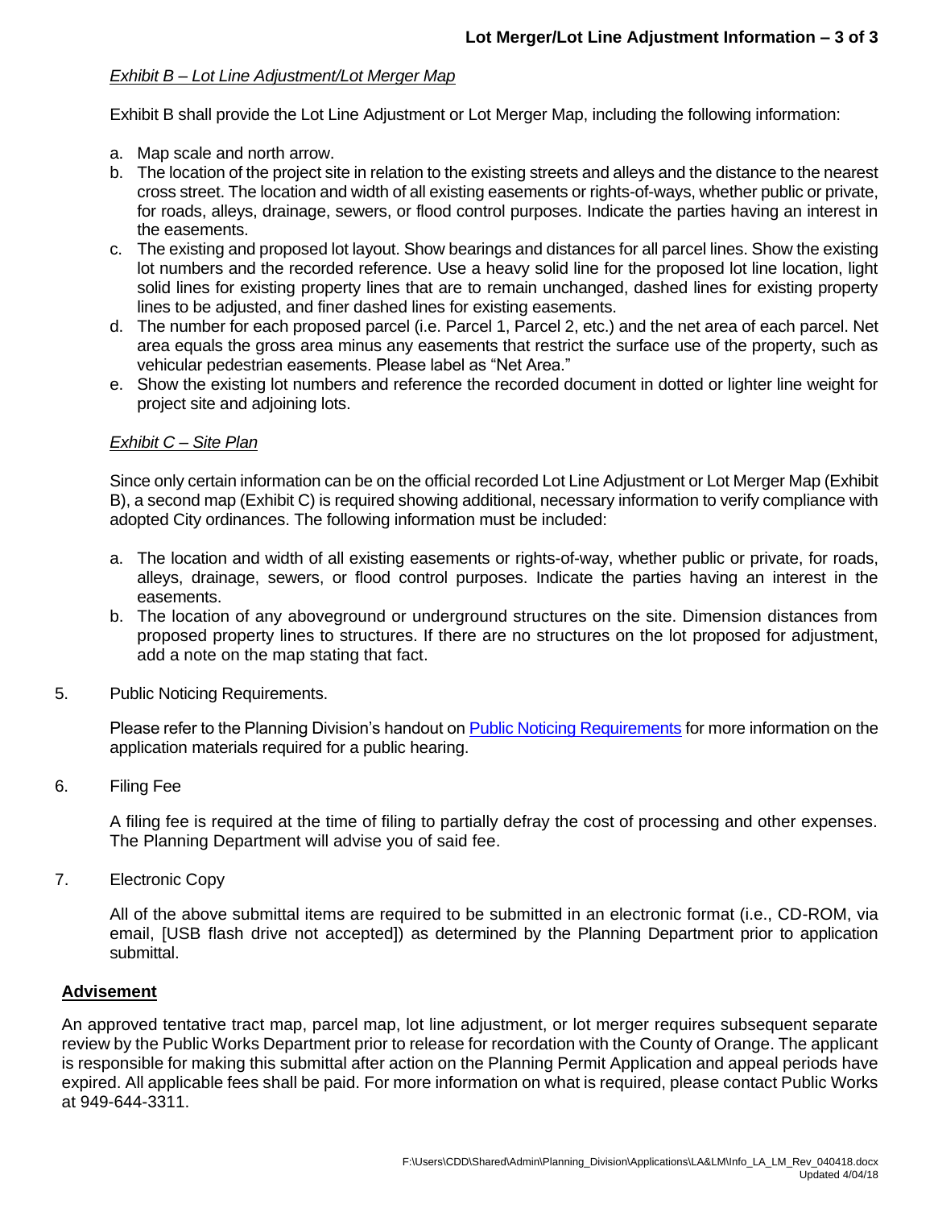*Exhibit B – Lot Line Adjustment/Lot Merger Map*

Exhibit B shall provide the Lot Line Adjustment or Lot Merger Map, including the following information:

a. Map scale and north arrow.
b. The location of the project site in relation to the existing streets and alleys and the distance to the nearest cross street. The location and width of all existing easements or rights-of-ways, whether public or private, for roads, alleys, drainage, sewers, or flood control purposes. Indicate the parties having an interest in the easements.
c. The existing and proposed lot layout. Show bearings and distances for all parcel lines. Show the existing lot numbers and the recorded reference. Use a heavy solid line for the proposed lot line location, light solid lines for existing property lines that are to remain unchanged, dashed lines for existing property lines to be adjusted, and finer dashed lines for existing easements.
d. The number for each proposed parcel (i.e. Parcel 1, Parcel 2, etc.) and the net area of each parcel. Net area equals the gross area minus any easements that restrict the surface use of the property, such as vehicular pedestrian easements. Please label as "Net Area."
e. Show the existing lot numbers and reference the recorded document in dotted or lighter line weight for project site and adjoining lots.

*Exhibit C – Site Plan*

Since only certain information can be on the official recorded Lot Line Adjustment or Lot Merger Map (Exhibit B), a second map (Exhibit C) is required showing additional, necessary information to verify compliance with adopted City ordinances. The following information must be included:

a. The location and width of all existing easements or rights-of-way, whether public or private, for roads, alleys, drainage, sewers, or flood control purposes. Indicate the parties having an interest in the easements.
b. The location of any aboveground or underground structures on the site. Dimension distances from proposed property lines to structures. If there are no structures on the lot proposed for adjustment, add a note on the map stating that fact.

5. Public Noticing Requirements.

   Please refer to the Planning Division's handout on Public Noticing Requirements for more information on the application materials required for a public hearing.

6. Filing Fee

   A filing fee is required at the time of filing to partially defray the cost of processing and other expenses. The Planning Department will advise you of said fee.

7. Electronic Copy

   All of the above submittal items are required to be submitted in an electronic format (i.e., CD-ROM, via email, [USB flash drive not accepted]) as determined by the Planning Department prior to application submittal.

## Advisement

An approved tentative tract map, parcel map, lot line adjustment, or lot merger requires subsequent separate review by the Public Works Department prior to release for recordation with the County of Orange. The applicant is responsible for making this submittal after action on the Planning Permit Application and appeal periods have expired. All applicable fees shall be paid. For more information on what is required, please contact Public Works at 949-644-3311.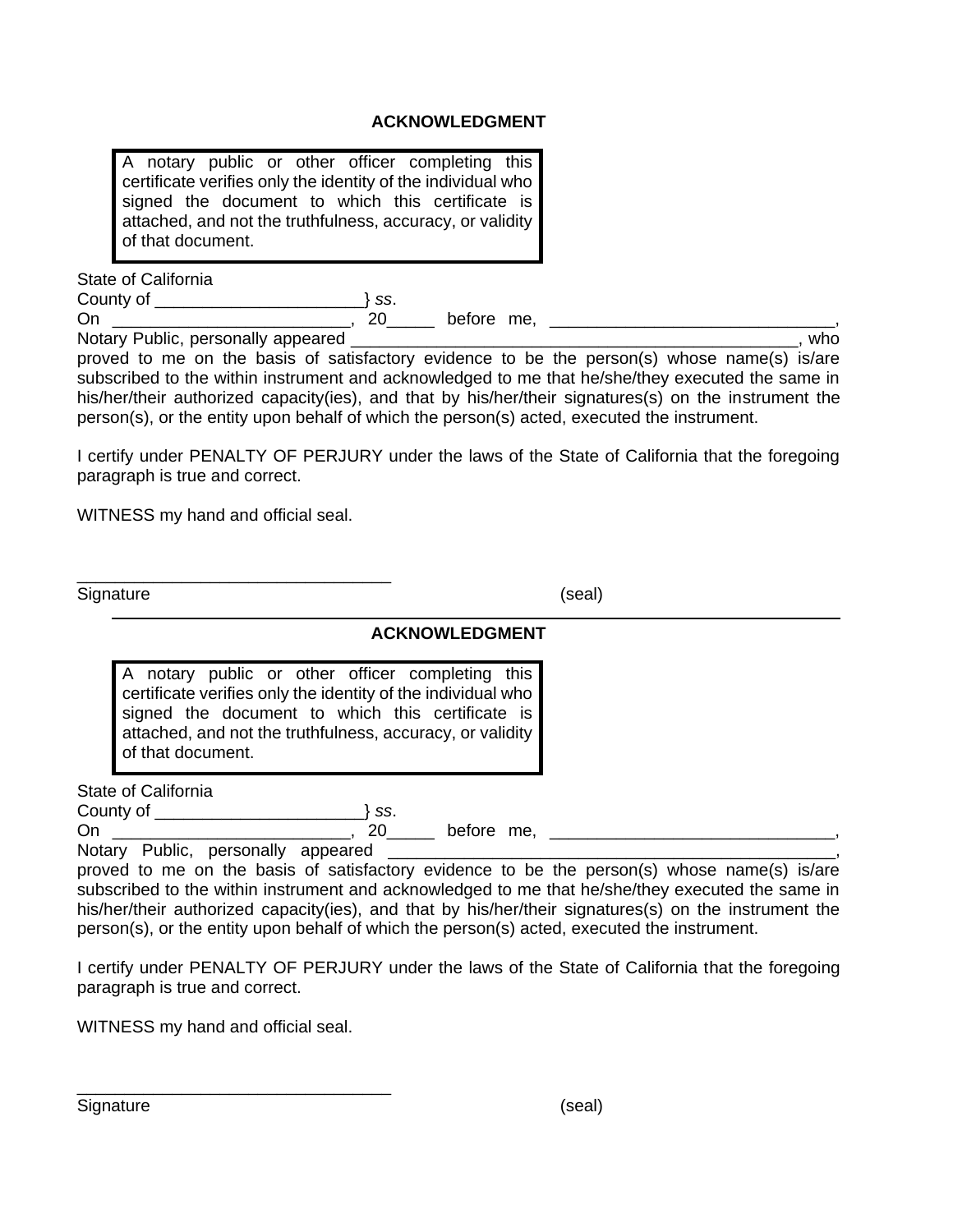**ACKNOWLEDGMENT**

> A notary public or other officer completing this certificate verifies only the identity of the individual who signed the document to which this certificate is attached, and not the truthfulness, accuracy, or validity of that document.

State of California
County of ______________________} *ss*.
On _________________________, 20_____ before me, ______________________________, Notary Public, personally appeared _______________________________________________, who proved to me on the basis of satisfactory evidence to be the person(s) whose name(s) is/are subscribed to the within instrument and acknowledged to me that he/she/they executed the same in his/her/their authorized capacity(ies), and that by his/her/their signatures(s) on the instrument the person(s), or the entity upon behalf of which the person(s) acted, executed the instrument.

I certify under PENALTY OF PERJURY under the laws of the State of California that the foregoing paragraph is true and correct.

WITNESS my hand and official seal.

_________________________________
Signature (seal)

---

**ACKNOWLEDGMENT**

> A notary public or other officer completing this certificate verifies only the identity of the individual who signed the document to which this certificate is attached, and not the truthfulness, accuracy, or validity of that document.

State of California
County of ______________________} *ss*.
On _________________________, 20_____ before me, ______________________________, Notary Public, personally appeared _______________________________________________, proved to me on the basis of satisfactory evidence to be the person(s) whose name(s) is/are subscribed to the within instrument and acknowledged to me that he/she/they executed the same in his/her/their authorized capacity(ies), and that by his/her/their signatures(s) on the instrument the person(s), or the entity upon behalf of which the person(s) acted, executed the instrument.

I certify under PENALTY OF PERJURY under the laws of the State of California that the foregoing paragraph is true and correct.

WITNESS my hand and official seal.

_________________________________
Signature (seal)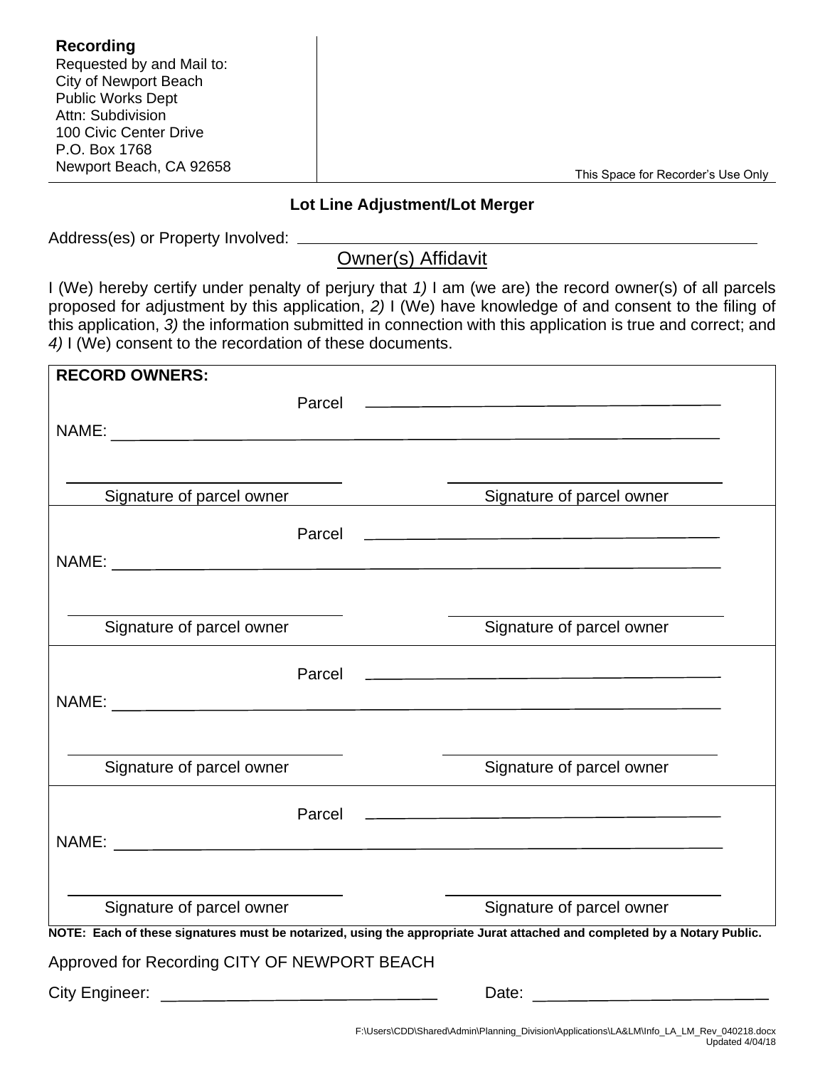**Recording**
Requested by and Mail to:
City of Newport Beach
Public Works Dept
Attn: Subdivision
100 Civic Center Drive
P.O. Box 1768
Newport Beach, CA 92658

This Space for Recorder's Use Only

### Lot Line Adjustment/Lot Merger

Address(es) or Property Involved: ______________________________

## Owner(s) Affidavit

I (We) hereby certify under penalty of perjury that *1)* I am (we are) the record owner(s) of all parcels proposed for adjustment by this application, *2)* I (We) have knowledge of and consent to the filing of this application, *3)* the information submitted in connection with this application is true and correct; and *4)* I (We) consent to the recordation of these documents.

**RECORD OWNERS:**

Parcel ______________________________

NAME: ______________________________

______________________________ Signature of parcel owner

______________________________ Signature of parcel owner

Parcel ______________________________

NAME: ______________________________

______________________________ Signature of parcel owner

______________________________ Signature of parcel owner

Parcel ______________________________

NAME: ______________________________

______________________________ Signature of parcel owner

______________________________ Signature of parcel owner

Parcel ______________________________

NAME: ______________________________

______________________________ Signature of parcel owner

______________________________ Signature of parcel owner

**NOTE: Each of these signatures must be notarized, using the appropriate Jurat attached and completed by a Notary Public.**

Approved for Recording CITY OF NEWPORT BEACH

City Engineer: ______________________________ Date: ______________________________

F:\Users\CDD\Shared\Admin\Planning_Division\Applications\LA&LM\Info_LA_LM_Rev_040218.docx
Updated 4/04/18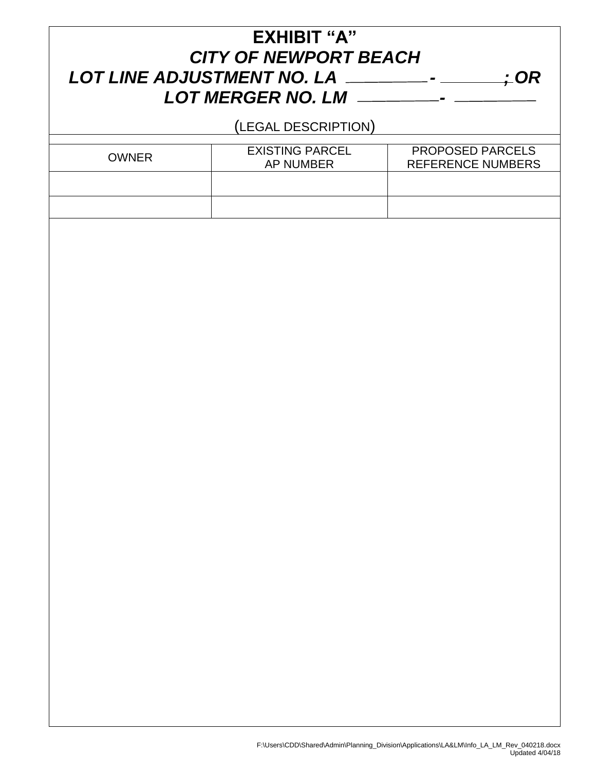# EXHIBIT "A"

## *CITY OF NEWPORT BEACH*

## *LOT LINE ADJUSTMENT NO. LA ________ - _______; OR*

## *LOT MERGER NO. LM ________- ________*

(LEGAL DESCRIPTION)

| OWNER | EXISTING PARCEL AP NUMBER | PROPOSED PARCELS REFERENCE NUMBERS |
|---|---|---|
| | | |
| | | |

F:\Users\CDD\Shared\Admin\Planning_Division\Applications\LA&LM\Info_LA_LM_Rev_040218.docx
Updated 4/04/18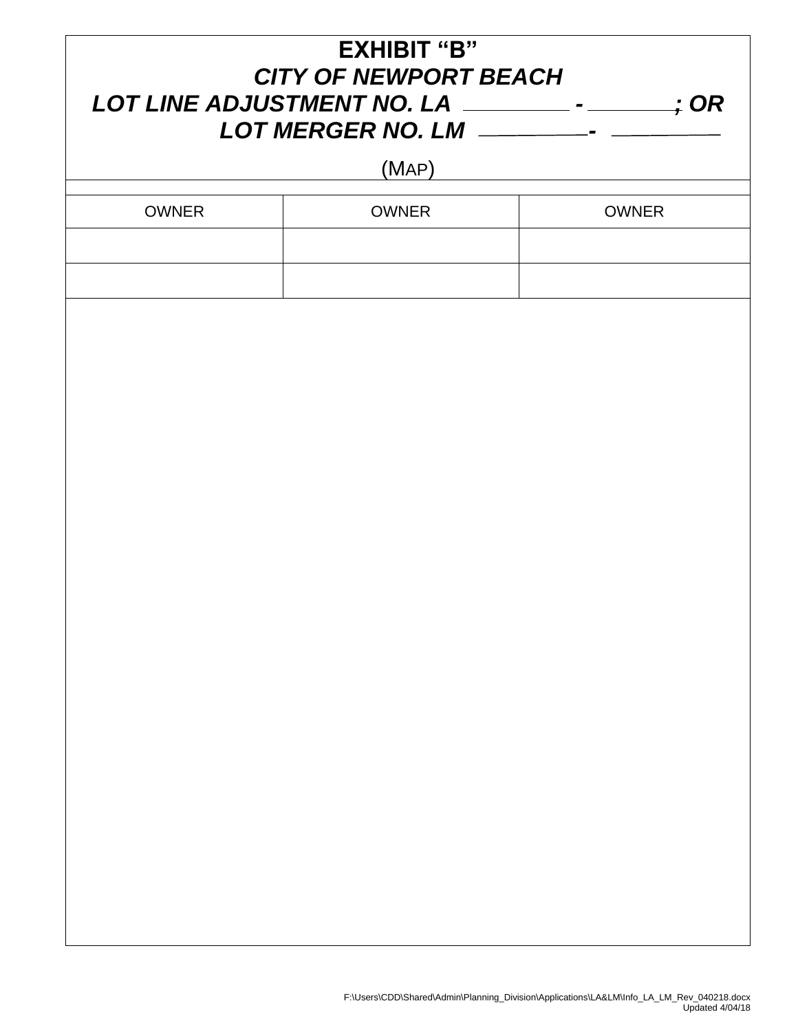# EXHIBIT "B"

## *CITY OF NEWPORT BEACH*

## *LOT LINE ADJUSTMENT NO. LA \_\_\_\_\_\_\_\_ - \_\_\_\_\_\_\_\_; OR*

## *LOT MERGER NO. LM \_\_\_\_\_\_\_\_ - \_\_\_\_\_\_\_\_*

(MAP)

| OWNER | OWNER | OWNER |
|---|---|---|
| | | |
| | | |

F:\Users\CDD\Shared\Admin\Planning_Division\Applications\LA&LM\Info_LA_LM_Rev_040218.docx
Updated 4/04/18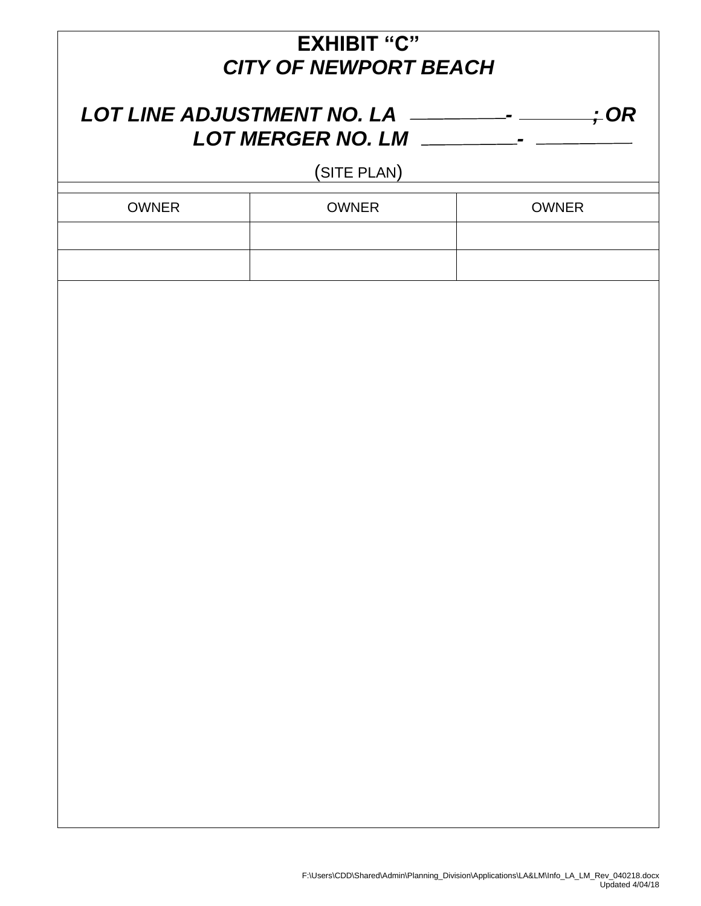# EXHIBIT "C"

## *CITY OF NEWPORT BEACH*

## *LOT LINE ADJUSTMENT NO. LA \_\_\_\_\_\_\_\_\_- \_\_\_\_\_\_\_\_; OR LOT MERGER NO. LM \_\_\_\_\_\_\_\_\_- \_\_\_\_\_\_\_\_\_*

(SITE PLAN)

| OWNER | OWNER | OWNER |
|---|---|---|
| | | |
| | | |

F:\Users\CDD\Shared\Admin\Planning_Division\Applications\LA&LM\Info_LA_LM_Rev_040218.docx
Updated 4/04/18